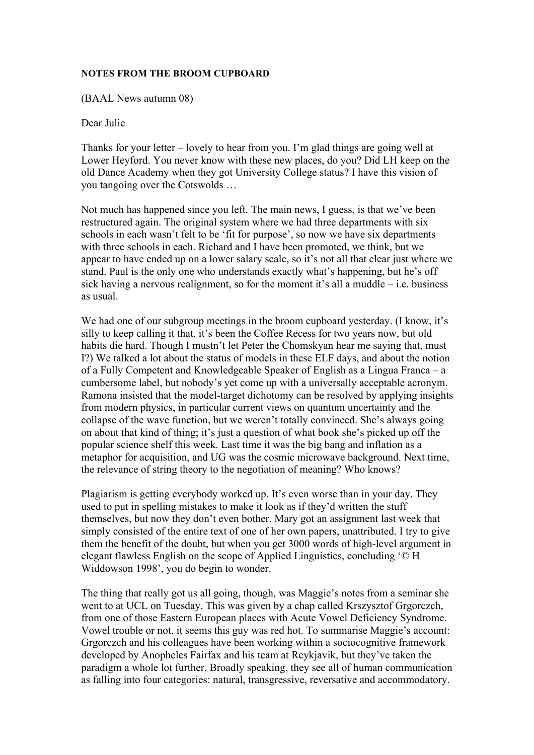**NOTES FROM THE BROOM CUPBOARD**

(BAAL News autumn 08)

Dear Julie

Thanks for your letter – lovely to hear from you. I'm glad things are going well at Lower Heyford. You never know with these new places, do you? Did LH keep on the old Dance Academy when they got University College status? I have this vision of you tangoing over the Cotswolds …

Not much has happened since you left. The main news, I guess, is that we've been restructured again. The original system where we had three departments with six schools in each wasn't felt to be 'fit for purpose', so now we have six departments with three schools in each. Richard and I have been promoted, we think, but we appear to have ended up on a lower salary scale, so it's not all that clear just where we stand. Paul is the only one who understands exactly what's happening, but he's off sick having a nervous realignment, so for the moment it's all a muddle – i.e. business as usual.

We had one of our subgroup meetings in the broom cupboard yesterday. (I know, it's silly to keep calling it that, it's been the Coffee Recess for two years now, but old habits die hard. Though I mustn't let Peter the Chomskyan hear me saying that, must I?) We talked a lot about the status of models in these ELF days, and about the notion of a Fully Competent and Knowledgeable Speaker of English as a Lingua Franca – a cumbersome label, but nobody's yet come up with a universally acceptable acronym. Ramona insisted that the model-target dichotomy can be resolved by applying insights from modern physics, in particular current views on quantum uncertainty and the collapse of the wave function, but we weren't totally convinced. She's always going on about that kind of thing; it's just a question of what book she's picked up off the popular science shelf this week. Last time it was the big bang and inflation as a metaphor for acquisition, and UG was the cosmic microwave background. Next time, the relevance of string theory to the negotiation of meaning? Who knows?

Plagiarism is getting everybody worked up. It's even worse than in your day. They used to put in spelling mistakes to make it look as if they'd written the stuff themselves, but now they don't even bother. Mary got an assignment last week that simply consisted of the entire text of one of her own papers, unattributed. I try to give them the benefit of the doubt, but when you get 3000 words of high-level argument in elegant flawless English on the scope of Applied Linguistics, concluding '© H Widdowson 1998', you do begin to wonder.

The thing that really got us all going, though, was Maggie's notes from a seminar she went to at UCL on Tuesday. This was given by a chap called Krszysztof Grgorczch, from one of those Eastern European places with Acute Vowel Deficiency Syndrome. Vowel trouble or not, it seems this guy was red hot. To summarise Maggie's account: Grgorczch and his colleagues have been working within a sociocognitive framework developed by Anopheles Fairfax and his team at Reykjavik, but they've taken the paradigm a whole lot further. Broadly speaking, they see all of human communication as falling into four categories: natural, transgressive, reversative and accommodatory.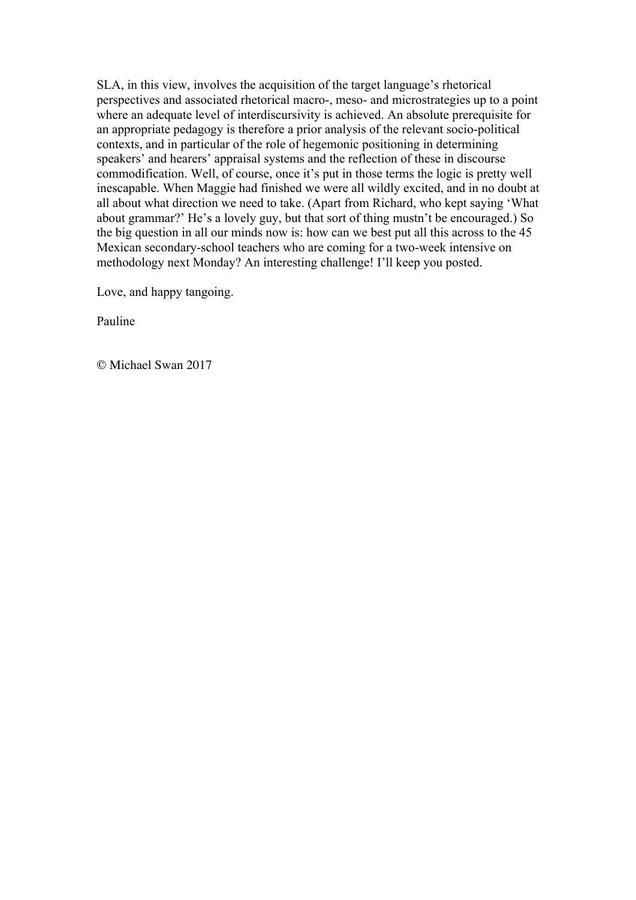SLA, in this view, involves the acquisition of the target language's rhetorical perspectives and associated rhetorical macro-, meso- and microstrategies up to a point where an adequate level of interdiscursivity is achieved. An absolute prerequisite for an appropriate pedagogy is therefore a prior analysis of the relevant socio-political contexts, and in particular of the role of hegemonic positioning in determining speakers' and hearers' appraisal systems and the reflection of these in discourse commodification. Well, of course, once it's put in those terms the logic is pretty well inescapable. When Maggie had finished we were all wildly excited, and in no doubt at all about what direction we need to take. (Apart from Richard, who kept saying 'What about grammar?' He's a lovely guy, but that sort of thing mustn't be encouraged.) So the big question in all our minds now is: how can we best put all this across to the 45 Mexican secondary-school teachers who are coming for a two-week intensive on methodology next Monday? An interesting challenge! I'll keep you posted.

Love, and happy tangoing.

Pauline

© Michael Swan 2017